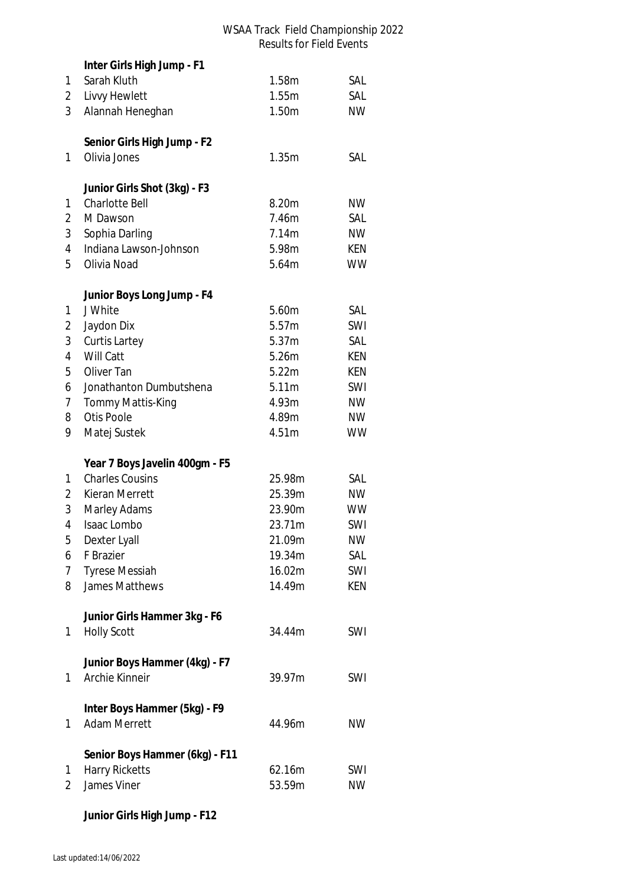# WSAA Track Field Championship 2022
## Results for Field Events

**Inter Girls High Jump - F1**

| | | | |
|---|---|---|---|
| 1 | Sarah Kluth | 1.58m | SAL |
| 2 | Livvy Hewlett | 1.55m | SAL |
| 3 | Alannah Heneghan | 1.50m | NW |

**Senior Girls High Jump - F2**

| | | | |
|---|---|---|---|
| 1 | Olivia Jones | 1.35m | SAL |

**Junior Girls Shot (3kg) - F3**

| | | | |
|---|---|---|---|
| 1 | Charlotte Bell | 8.20m | NW |
| 2 | M Dawson | 7.46m | SAL |
| 3 | Sophia Darling | 7.14m | NW |
| 4 | Indiana Lawson-Johnson | 5.98m | KEN |
| 5 | Olivia Noad | 5.64m | WW |

**Junior Boys Long Jump - F4**

| | | | |
|---|---|---|---|
| 1 | J White | 5.60m | SAL |
| 2 | Jaydon Dix | 5.57m | SWI |
| 3 | Curtis Lartey | 5.37m | SAL |
| 4 | Will Catt | 5.26m | KEN |
| 5 | Oliver Tan | 5.22m | KEN |
| 6 | Jonathanton Dumbutshena | 5.11m | SWI |
| 7 | Tommy Mattis-King | 4.93m | NW |
| 8 | Otis Poole | 4.89m | NW |
| 9 | Matej Sustek | 4.51m | WW |

**Year 7 Boys Javelin 400gm - F5**

| | | | |
|---|---|---|---|
| 1 | Charles Cousins | 25.98m | SAL |
| 2 | Kieran Merrett | 25.39m | NW |
| 3 | Marley Adams | 23.90m | WW |
| 4 | Isaac Lombo | 23.71m | SWI |
| 5 | Dexter Lyall | 21.09m | NW |
| 6 | F Brazier | 19.34m | SAL |
| 7 | Tyrese Messiah | 16.02m | SWI |
| 8 | James Matthews | 14.49m | KEN |

**Junior Girls Hammer 3kg - F6**

| | | | |
|---|---|---|---|
| 1 | Holly Scott | 34.44m | SWI |

**Junior Boys Hammer (4kg) - F7**

| | | | |
|---|---|---|---|
| 1 | Archie Kinneir | 39.97m | SWI |

**Inter Boys Hammer (5kg) - F9**

| | | | |
|---|---|---|---|
| 1 | Adam Merrett | 44.96m | NW |

**Senior Boys Hammer (6kg) - F11**

| | | | |
|---|---|---|---|
| 1 | Harry Ricketts | 62.16m | SWI |
| 2 | James Viner | 53.59m | NW |

**Junior Girls High Jump - F12**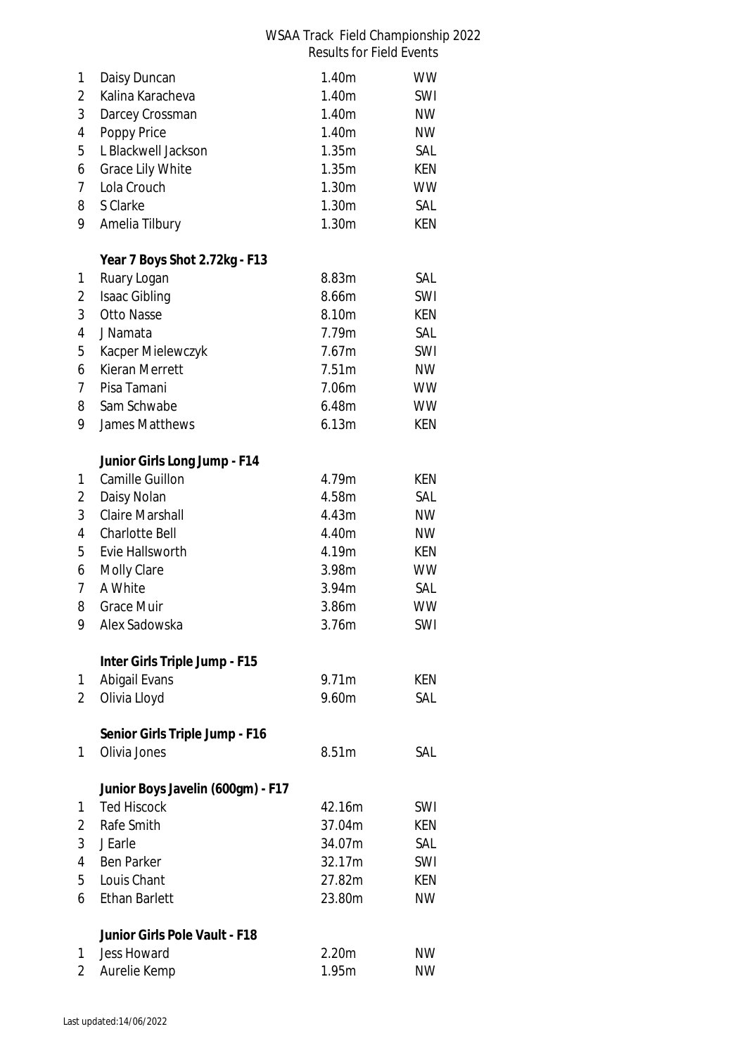WSAA Track Field Championship 2022
Results for Field Events

| | | | |
|---|---|---|---|
| 1 | Daisy Duncan | 1.40m | WW |
| 2 | Kalina Karacheva | 1.40m | SWI |
| 3 | Darcey Crossman | 1.40m | NW |
| 4 | Poppy Price | 1.40m | NW |
| 5 | L Blackwell Jackson | 1.35m | SAL |
| 6 | Grace Lily White | 1.35m | KEN |
| 7 | Lola Crouch | 1.30m | WW |
| 8 | S Clarke | 1.30m | SAL |
| 9 | Amelia Tilbury | 1.30m | KEN |

**Year 7 Boys Shot 2.72kg - F13**

| | | | |
|---|---|---|---|
| 1 | Ruary Logan | 8.83m | SAL |
| 2 | Isaac Gibling | 8.66m | SWI |
| 3 | Otto Nasse | 8.10m | KEN |
| 4 | J Namata | 7.79m | SAL |
| 5 | Kacper Mielewczyk | 7.67m | SWI |
| 6 | Kieran Merrett | 7.51m | NW |
| 7 | Pisa Tamani | 7.06m | WW |
| 8 | Sam Schwabe | 6.48m | WW |
| 9 | James Matthews | 6.13m | KEN |

**Junior Girls Long Jump - F14**

| | | | |
|---|---|---|---|
| 1 | Camille Guillon | 4.79m | KEN |
| 2 | Daisy Nolan | 4.58m | SAL |
| 3 | Claire Marshall | 4.43m | NW |
| 4 | Charlotte Bell | 4.40m | NW |
| 5 | Evie Hallsworth | 4.19m | KEN |
| 6 | Molly Clare | 3.98m | WW |
| 7 | A White | 3.94m | SAL |
| 8 | Grace Muir | 3.86m | WW |
| 9 | Alex Sadowska | 3.76m | SWI |

**Inter Girls Triple Jump - F15**

| | | | |
|---|---|---|---|
| 1 | Abigail Evans | 9.71m | KEN |
| 2 | Olivia Lloyd | 9.60m | SAL |

**Senior Girls Triple Jump - F16**

| | | | |
|---|---|---|---|
| 1 | Olivia Jones | 8.51m | SAL |

**Junior Boys Javelin (600gm) - F17**

| | | | |
|---|---|---|---|
| 1 | Ted Hiscock | 42.16m | SWI |
| 2 | Rafe Smith | 37.04m | KEN |
| 3 | J Earle | 34.07m | SAL |
| 4 | Ben Parker | 32.17m | SWI |
| 5 | Louis Chant | 27.82m | KEN |
| 6 | Ethan Barlett | 23.80m | NW |

**Junior Girls Pole Vault - F18**

| | | | |
|---|---|---|---|
| 1 | Jess Howard | 2.20m | NW |
| 2 | Aurelie Kemp | 1.95m | NW |

Last updated:14/06/2022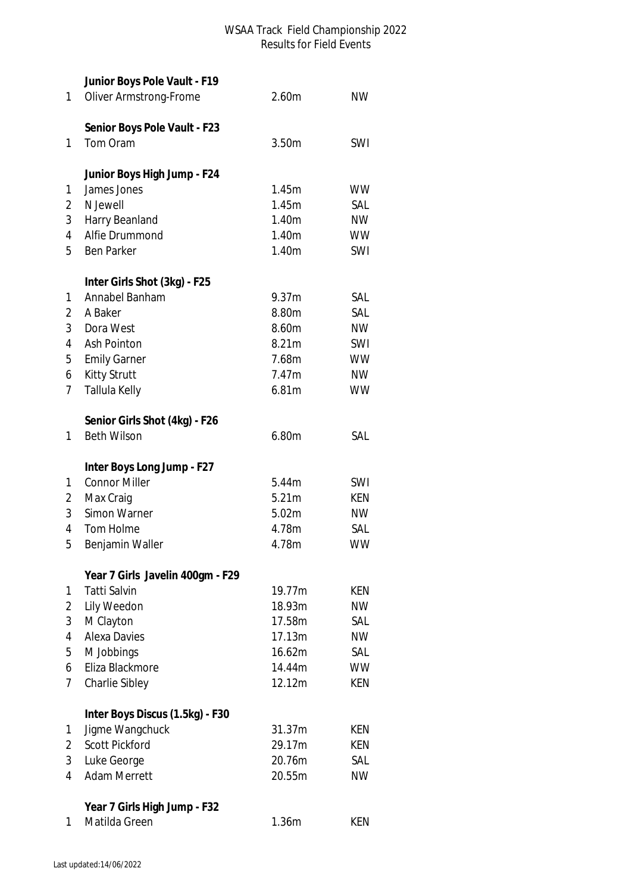WSAA Track Field Championship 2022
Results for Field Events

**Junior Boys Pole Vault - F19**

| | | | |
|---|---|---|---|
| 1 | Oliver Armstrong-Frome | 2.60m | NW |

**Senior Boys Pole Vault - F23**

| | | | |
|---|---|---|---|
| 1 | Tom Oram | 3.50m | SWI |

**Junior Boys High Jump - F24**

| | | | |
|---|---|---|---|
| 1 | James Jones | 1.45m | WW |
| 2 | N Jewell | 1.45m | SAL |
| 3 | Harry Beanland | 1.40m | NW |
| 4 | Alfie Drummond | 1.40m | WW |
| 5 | Ben Parker | 1.40m | SWI |

**Inter Girls Shot (3kg) - F25**

| | | | |
|---|---|---|---|
| 1 | Annabel Banham | 9.37m | SAL |
| 2 | A Baker | 8.80m | SAL |
| 3 | Dora West | 8.60m | NW |
| 4 | Ash Pointon | 8.21m | SWI |
| 5 | Emily Garner | 7.68m | WW |
| 6 | Kitty Strutt | 7.47m | NW |
| 7 | Tallula Kelly | 6.81m | WW |

**Senior Girls Shot (4kg) - F26**

| | | | |
|---|---|---|---|
| 1 | Beth Wilson | 6.80m | SAL |

**Inter Boys Long Jump - F27**

| | | | |
|---|---|---|---|
| 1 | Connor Miller | 5.44m | SWI |
| 2 | Max Craig | 5.21m | KEN |
| 3 | Simon Warner | 5.02m | NW |
| 4 | Tom Holme | 4.78m | SAL |
| 5 | Benjamin Waller | 4.78m | WW |

**Year 7 Girls Javelin 400gm - F29**

| | | | |
|---|---|---|---|
| 1 | Tatti Salvin | 19.77m | KEN |
| 2 | Lily Weedon | 18.93m | NW |
| 3 | M Clayton | 17.58m | SAL |
| 4 | Alexa Davies | 17.13m | NW |
| 5 | M Jobbings | 16.62m | SAL |
| 6 | Eliza Blackmore | 14.44m | WW |
| 7 | Charlie Sibley | 12.12m | KEN |

**Inter Boys Discus (1.5kg) - F30**

| | | | |
|---|---|---|---|
| 1 | Jigme Wangchuck | 31.37m | KEN |
| 2 | Scott Pickford | 29.17m | KEN |
| 3 | Luke George | 20.76m | SAL |
| 4 | Adam Merrett | 20.55m | NW |

**Year 7 Girls High Jump - F32**

| | | | |
|---|---|---|---|
| 1 | Matilda Green | 1.36m | KEN |

Last updated:14/06/2022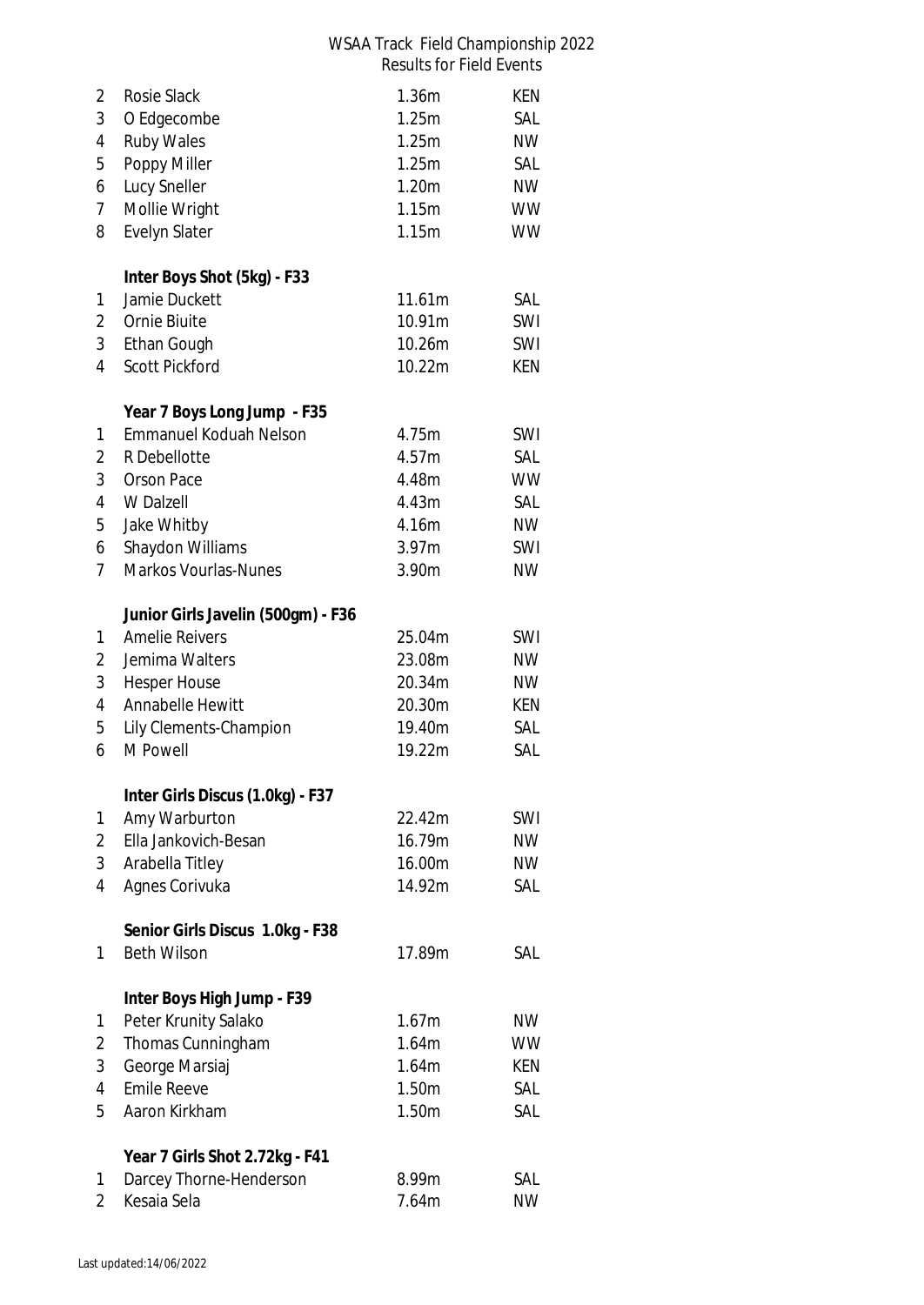| | | | |
|---|---|---|---|
| 2 | Rosie Slack | 1.36m | KEN |
| 3 | O Edgecombe | 1.25m | SAL |
| 4 | Ruby Wales | 1.25m | NW |
| 5 | Poppy Miller | 1.25m | SAL |
| 6 | Lucy Sneller | 1.20m | NW |
| 7 | Mollie Wright | 1.15m | WW |
| 8 | Evelyn Slater | 1.15m | WW |

**Inter Boys Shot (5kg) - F33**

| | | | |
|---|---|---|---|
| 1 | Jamie Duckett | 11.61m | SAL |
| 2 | Ornie Biuite | 10.91m | SWI |
| 3 | Ethan Gough | 10.26m | SWI |
| 4 | Scott Pickford | 10.22m | KEN |

**Year 7 Boys Long Jump - F35**

| | | | |
|---|---|---|---|
| 1 | Emmanuel Koduah Nelson | 4.75m | SWI |
| 2 | R Debellotte | 4.57m | SAL |
| 3 | Orson Pace | 4.48m | WW |
| 4 | W Dalzell | 4.43m | SAL |
| 5 | Jake Whitby | 4.16m | NW |
| 6 | Shaydon Williams | 3.97m | SWI |
| 7 | Markos Vourlas-Nunes | 3.90m | NW |

**Junior Girls Javelin (500gm) - F36**

| | | | |
|---|---|---|---|
| 1 | Amelie Reivers | 25.04m | SWI |
| 2 | Jemima Walters | 23.08m | NW |
| 3 | Hesper House | 20.34m | NW |
| 4 | Annabelle Hewitt | 20.30m | KEN |
| 5 | Lily Clements-Champion | 19.40m | SAL |
| 6 | M Powell | 19.22m | SAL |

**Inter Girls Discus (1.0kg) - F37**

| | | | |
|---|---|---|---|
| 1 | Amy Warburton | 22.42m | SWI |
| 2 | Ella Jankovich-Besan | 16.79m | NW |
| 3 | Arabella Titley | 16.00m | NW |
| 4 | Agnes Corivuka | 14.92m | SAL |

**Senior Girls Discus 1.0kg - F38**

| | | | |
|---|---|---|---|
| 1 | Beth Wilson | 17.89m | SAL |

**Inter Boys High Jump - F39**

| | | | |
|---|---|---|---|
| 1 | Peter Krunity Salako | 1.67m | NW |
| 2 | Thomas Cunningham | 1.64m | WW |
| 3 | George Marsiaj | 1.64m | KEN |
| 4 | Emile Reeve | 1.50m | SAL |
| 5 | Aaron Kirkham | 1.50m | SAL |

**Year 7 Girls Shot 2.72kg - F41**

| | | | |
|---|---|---|---|
| 1 | Darcey Thorne-Henderson | 8.99m | SAL |
| 2 | Kesaia Sela | 7.64m | NW |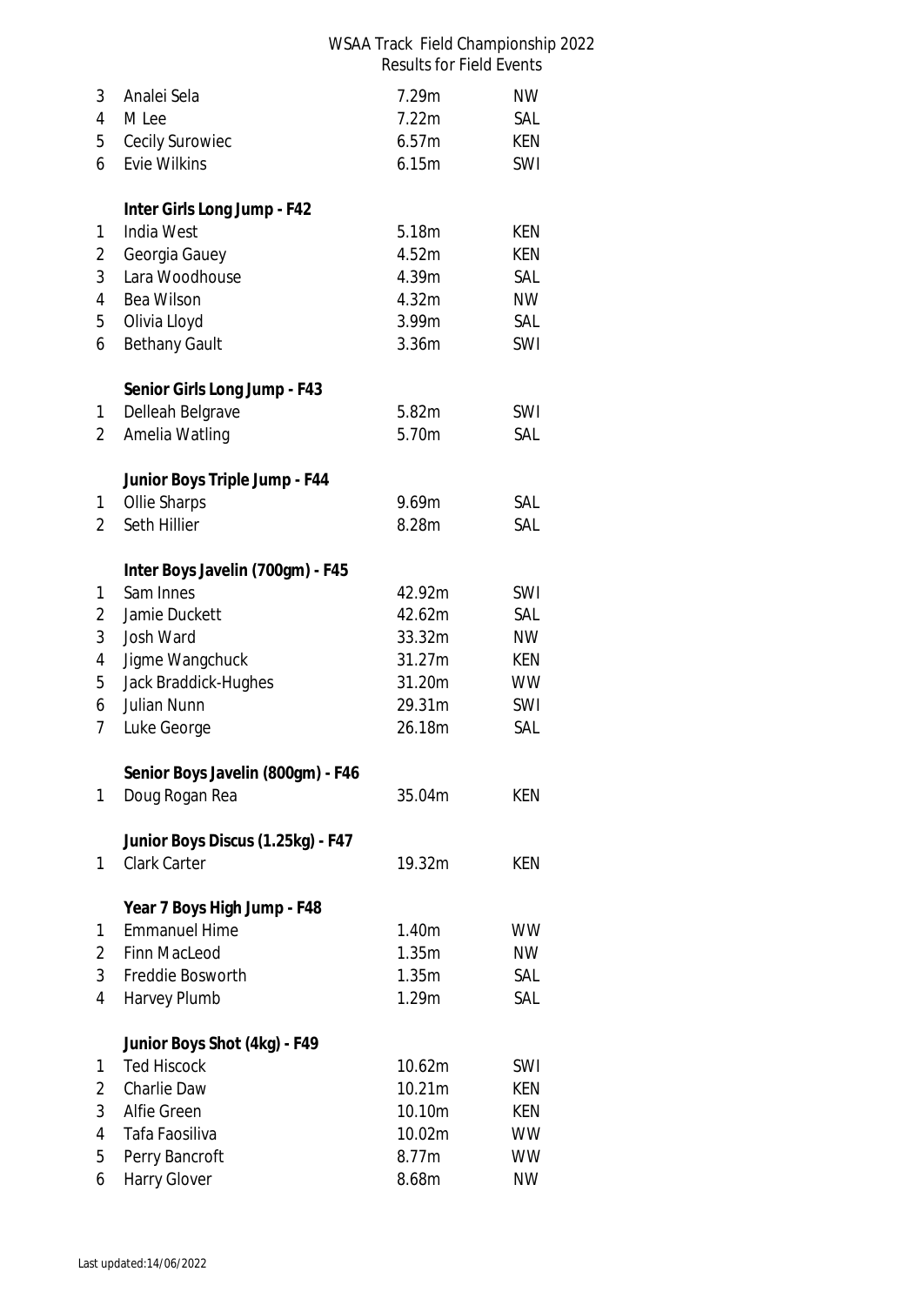WSAA Track Field Championship 2022
Results for Field Events

| | | | |
|---|---|---|---|
| 3 | Analei Sela | 7.29m | NW |
| 4 | M Lee | 7.22m | SAL |
| 5 | Cecily Surowiec | 6.57m | KEN |
| 6 | Evie Wilkins | 6.15m | SWI |

**Inter Girls Long Jump - F42**

| | | | |
|---|---|---|---|
| 1 | India West | 5.18m | KEN |
| 2 | Georgia Gauey | 4.52m | KEN |
| 3 | Lara Woodhouse | 4.39m | SAL |
| 4 | Bea Wilson | 4.32m | NW |
| 5 | Olivia Lloyd | 3.99m | SAL |
| 6 | Bethany Gault | 3.36m | SWI |

**Senior Girls Long Jump - F43**

| | | | |
|---|---|---|---|
| 1 | Delleah Belgrave | 5.82m | SWI |
| 2 | Amelia Watling | 5.70m | SAL |

**Junior Boys Triple Jump - F44**

| | | | |
|---|---|---|---|
| 1 | Ollie Sharps | 9.69m | SAL |
| 2 | Seth Hillier | 8.28m | SAL |

**Inter Boys Javelin (700gm) - F45**

| | | | |
|---|---|---|---|
| 1 | Sam Innes | 42.92m | SWI |
| 2 | Jamie Duckett | 42.62m | SAL |
| 3 | Josh Ward | 33.32m | NW |
| 4 | Jigme Wangchuck | 31.27m | KEN |
| 5 | Jack Braddick-Hughes | 31.20m | WW |
| 6 | Julian Nunn | 29.31m | SWI |
| 7 | Luke George | 26.18m | SAL |

**Senior Boys Javelin (800gm) - F46**

| | | | |
|---|---|---|---|
| 1 | Doug Rogan Rea | 35.04m | KEN |

**Junior Boys Discus (1.25kg) - F47**

| | | | |
|---|---|---|---|
| 1 | Clark Carter | 19.32m | KEN |

**Year 7 Boys High Jump - F48**

| | | | |
|---|---|---|---|
| 1 | Emmanuel Hime | 1.40m | WW |
| 2 | Finn MacLeod | 1.35m | NW |
| 3 | Freddie Bosworth | 1.35m | SAL |
| 4 | Harvey Plumb | 1.29m | SAL |

**Junior Boys Shot (4kg) - F49**

| | | | |
|---|---|---|---|
| 1 | Ted Hiscock | 10.62m | SWI |
| 2 | Charlie Daw | 10.21m | KEN |
| 3 | Alfie Green | 10.10m | KEN |
| 4 | Tafa Faosiliva | 10.02m | WW |
| 5 | Perry Bancroft | 8.77m | WW |
| 6 | Harry Glover | 8.68m | NW |

Last updated:14/06/2022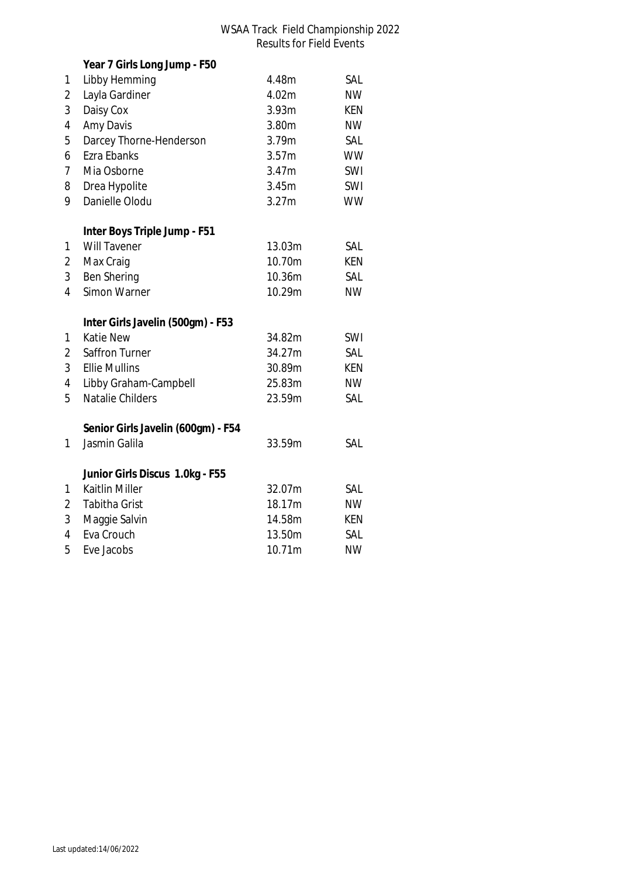WSAA Track Field Championship 2022
Results for Field Events

**Year 7 Girls Long Jump - F50**

| | | | |
|---|---|---|---|
| 1 | Libby Hemming | 4.48m | SAL |
| 2 | Layla Gardiner | 4.02m | NW |
| 3 | Daisy Cox | 3.93m | KEN |
| 4 | Amy Davis | 3.80m | NW |
| 5 | Darcey Thorne-Henderson | 3.79m | SAL |
| 6 | Ezra Ebanks | 3.57m | WW |
| 7 | Mia Osborne | 3.47m | SWI |
| 8 | Drea Hypolite | 3.45m | SWI |
| 9 | Danielle Olodu | 3.27m | WW |

**Inter Boys Triple Jump - F51**

| | | | |
|---|---|---|---|
| 1 | Will Tavener | 13.03m | SAL |
| 2 | Max Craig | 10.70m | KEN |
| 3 | Ben Shering | 10.36m | SAL |
| 4 | Simon Warner | 10.29m | NW |

**Inter Girls Javelin (500gm) - F53**

| | | | |
|---|---|---|---|
| 1 | Katie New | 34.82m | SWI |
| 2 | Saffron Turner | 34.27m | SAL |
| 3 | Ellie Mullins | 30.89m | KEN |
| 4 | Libby Graham-Campbell | 25.83m | NW |
| 5 | Natalie Childers | 23.59m | SAL |

**Senior Girls Javelin (600gm) - F54**

| | | | |
|---|---|---|---|
| 1 | Jasmin Galila | 33.59m | SAL |

**Junior Girls Discus 1.0kg - F55**

| | | | |
|---|---|---|---|
| 1 | Kaitlin Miller | 32.07m | SAL |
| 2 | Tabitha Grist | 18.17m | NW |
| 3 | Maggie Salvin | 14.58m | KEN |
| 4 | Eva Crouch | 13.50m | SAL |
| 5 | Eve Jacobs | 10.71m | NW |

Last updated:14/06/2022